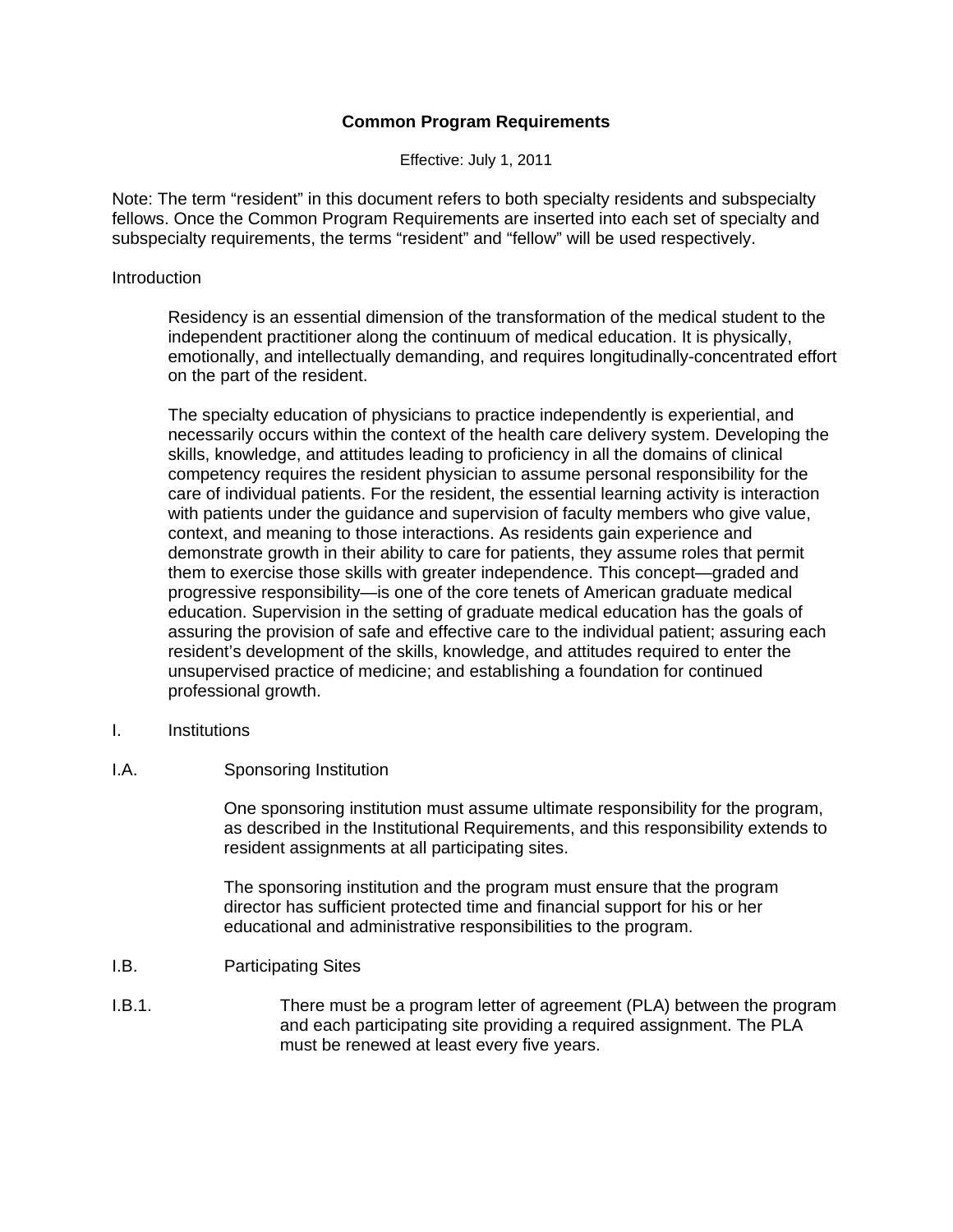# Common Program Requirements

Effective: July 1, 2011

Note: The term "resident" in this document refers to both specialty residents and subspecialty fellows. Once the Common Program Requirements are inserted into each set of specialty and subspecialty requirements, the terms "resident" and "fellow" will be used respectively.

## Introduction

Residency is an essential dimension of the transformation of the medical student to the independent practitioner along the continuum of medical education. It is physically, emotionally, and intellectually demanding, and requires longitudinally-concentrated effort on the part of the resident.

The specialty education of physicians to practice independently is experiential, and necessarily occurs within the context of the health care delivery system. Developing the skills, knowledge, and attitudes leading to proficiency in all the domains of clinical competency requires the resident physician to assume personal responsibility for the care of individual patients. For the resident, the essential learning activity is interaction with patients under the guidance and supervision of faculty members who give value, context, and meaning to those interactions. As residents gain experience and demonstrate growth in their ability to care for patients, they assume roles that permit them to exercise those skills with greater independence. This concept—graded and progressive responsibility—is one of the core tenets of American graduate medical education. Supervision in the setting of graduate medical education has the goals of assuring the provision of safe and effective care to the individual patient; assuring each resident's development of the skills, knowledge, and attitudes required to enter the unsupervised practice of medicine; and establishing a foundation for continued professional growth.

## I. Institutions

### I.A. Sponsoring Institution

One sponsoring institution must assume ultimate responsibility for the program, as described in the Institutional Requirements, and this responsibility extends to resident assignments at all participating sites.

The sponsoring institution and the program must ensure that the program director has sufficient protected time and financial support for his or her educational and administrative responsibilities to the program.

### I.B. Participating Sites

I.B.1. There must be a program letter of agreement (PLA) between the program and each participating site providing a required assignment. The PLA must be renewed at least every five years.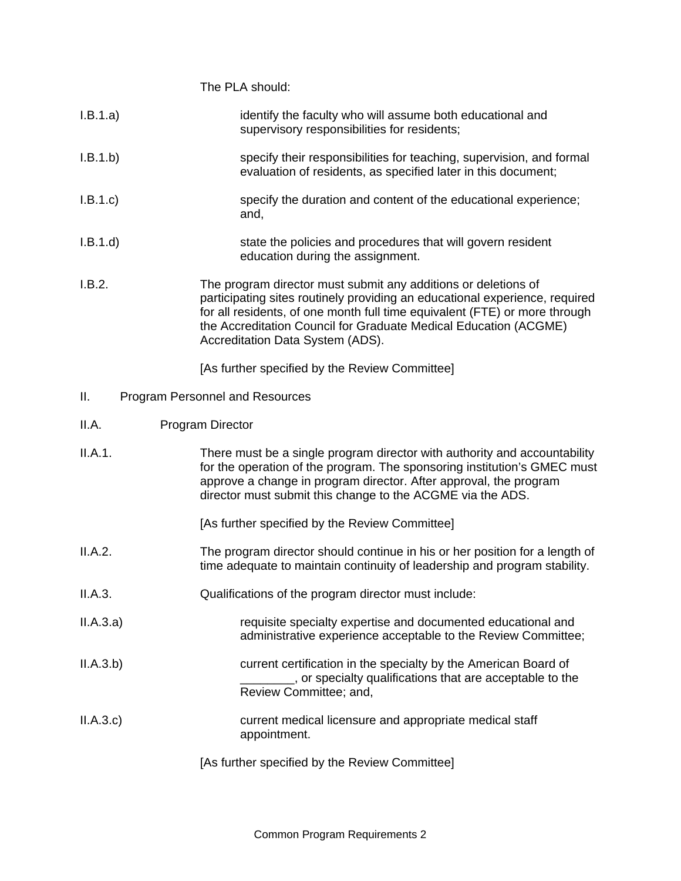The PLA should:

I.B.1.a) identify the faculty who will assume both educational and supervisory responsibilities for residents;

I.B.1.b) specify their responsibilities for teaching, supervision, and formal evaluation of residents, as specified later in this document;

I.B.1.c) specify the duration and content of the educational experience; and,

I.B.1.d) state the policies and procedures that will govern resident education during the assignment.

I.B.2. The program director must submit any additions or deletions of participating sites routinely providing an educational experience, required for all residents, of one month full time equivalent (FTE) or more through the Accreditation Council for Graduate Medical Education (ACGME) Accreditation Data System (ADS).

[As further specified by the Review Committee]

## II. Program Personnel and Resources

### II.A. Program Director

II.A.1. There must be a single program director with authority and accountability for the operation of the program. The sponsoring institution's GMEC must approve a change in program director. After approval, the program director must submit this change to the ACGME via the ADS.

[As further specified by the Review Committee]

II.A.2. The program director should continue in his or her position for a length of time adequate to maintain continuity of leadership and program stability.

II.A.3. Qualifications of the program director must include:

II.A.3.a) requisite specialty expertise and documented educational and administrative experience acceptable to the Review Committee;

II.A.3.b) current certification in the specialty by the American Board of ________, or specialty qualifications that are acceptable to the Review Committee; and,

II.A.3.c) current medical licensure and appropriate medical staff appointment.

[As further specified by the Review Committee]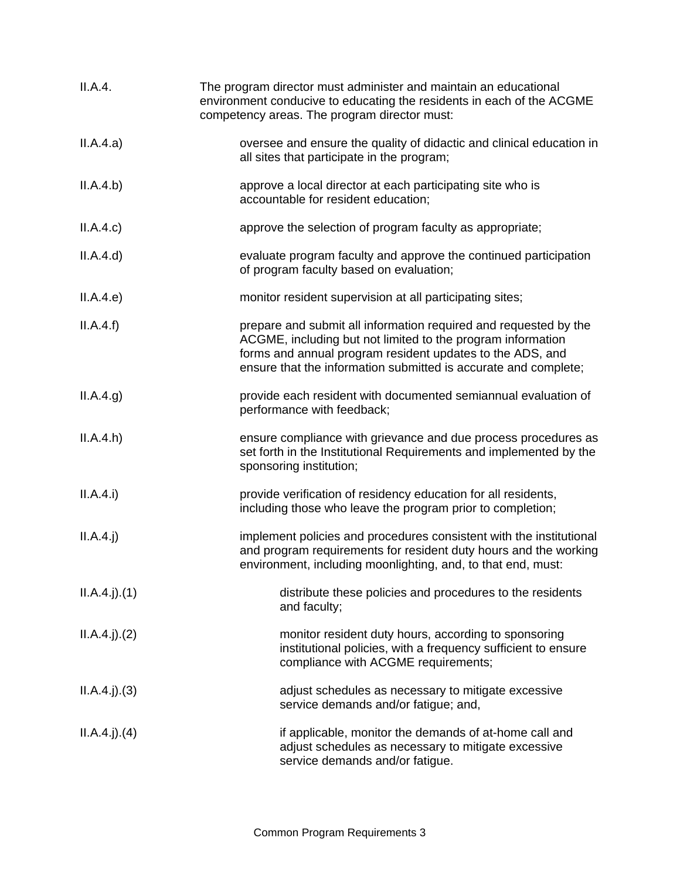II.A.4. The program director must administer and maintain an educational environment conducive to educating the residents in each of the ACGME competency areas. The program director must:

II.A.4.a) oversee and ensure the quality of didactic and clinical education in all sites that participate in the program;

II.A.4.b) approve a local director at each participating site who is accountable for resident education;

II.A.4.c) approve the selection of program faculty as appropriate;

II.A.4.d) evaluate program faculty and approve the continued participation of program faculty based on evaluation;

II.A.4.e) monitor resident supervision at all participating sites;

II.A.4.f) prepare and submit all information required and requested by the ACGME, including but not limited to the program information forms and annual program resident updates to the ADS, and ensure that the information submitted is accurate and complete;

II.A.4.g) provide each resident with documented semiannual evaluation of performance with feedback;

II.A.4.h) ensure compliance with grievance and due process procedures as set forth in the Institutional Requirements and implemented by the sponsoring institution;

II.A.4.i) provide verification of residency education for all residents, including those who leave the program prior to completion;

II.A.4.j) implement policies and procedures consistent with the institutional and program requirements for resident duty hours and the working environment, including moonlighting, and, to that end, must:

II.A.4.j).(1) distribute these policies and procedures to the residents and faculty;

II.A.4.j).(2) monitor resident duty hours, according to sponsoring institutional policies, with a frequency sufficient to ensure compliance with ACGME requirements;

II.A.4.j).(3) adjust schedules as necessary to mitigate excessive service demands and/or fatigue; and,

II.A.4.j).(4) if applicable, monitor the demands of at-home call and adjust schedules as necessary to mitigate excessive service demands and/or fatigue.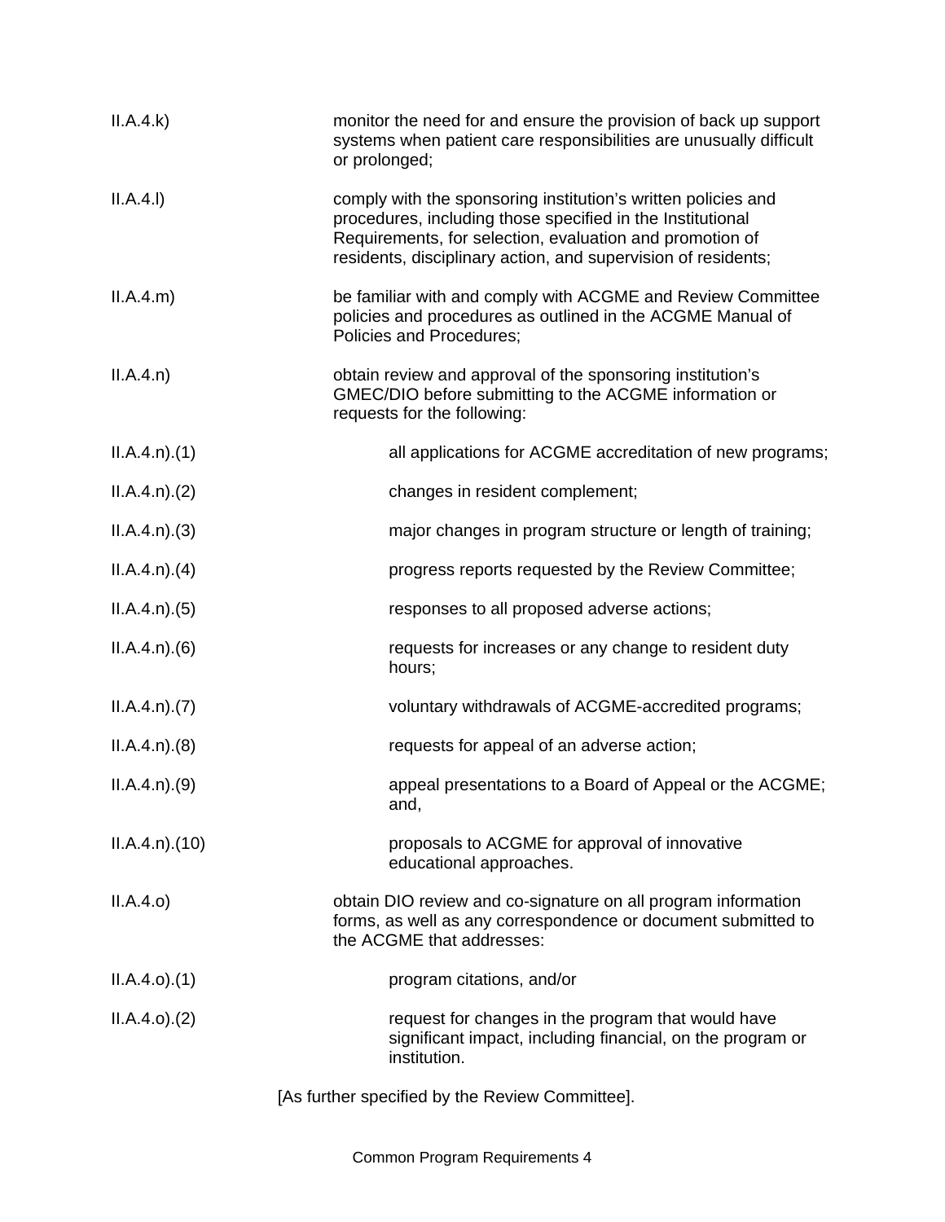II.A.4.k) monitor the need for and ensure the provision of back up support systems when patient care responsibilities are unusually difficult or prolonged;

II.A.4.l) comply with the sponsoring institution's written policies and procedures, including those specified in the Institutional Requirements, for selection, evaluation and promotion of residents, disciplinary action, and supervision of residents;

II.A.4.m) be familiar with and comply with ACGME and Review Committee policies and procedures as outlined in the ACGME Manual of Policies and Procedures;

II.A.4.n) obtain review and approval of the sponsoring institution's GMEC/DIO before submitting to the ACGME information or requests for the following:

II.A.4.n).(1) all applications for ACGME accreditation of new programs;

II.A.4.n).(2) changes in resident complement;

II.A.4.n).(3) major changes in program structure or length of training;

II.A.4.n).(4) progress reports requested by the Review Committee;

II.A.4.n).(5) responses to all proposed adverse actions;

II.A.4.n).(6) requests for increases or any change to resident duty hours;

II.A.4.n).(7) voluntary withdrawals of ACGME-accredited programs;

II.A.4.n).(8) requests for appeal of an adverse action;

II.A.4.n).(9) appeal presentations to a Board of Appeal or the ACGME; and,

II.A.4.n).(10) proposals to ACGME for approval of innovative educational approaches.

II.A.4.o) obtain DIO review and co-signature on all program information forms, as well as any correspondence or document submitted to the ACGME that addresses:

II.A.4.o).(1) program citations, and/or

II.A.4.o).(2) request for changes in the program that would have significant impact, including financial, on the program or institution.

[As further specified by the Review Committee].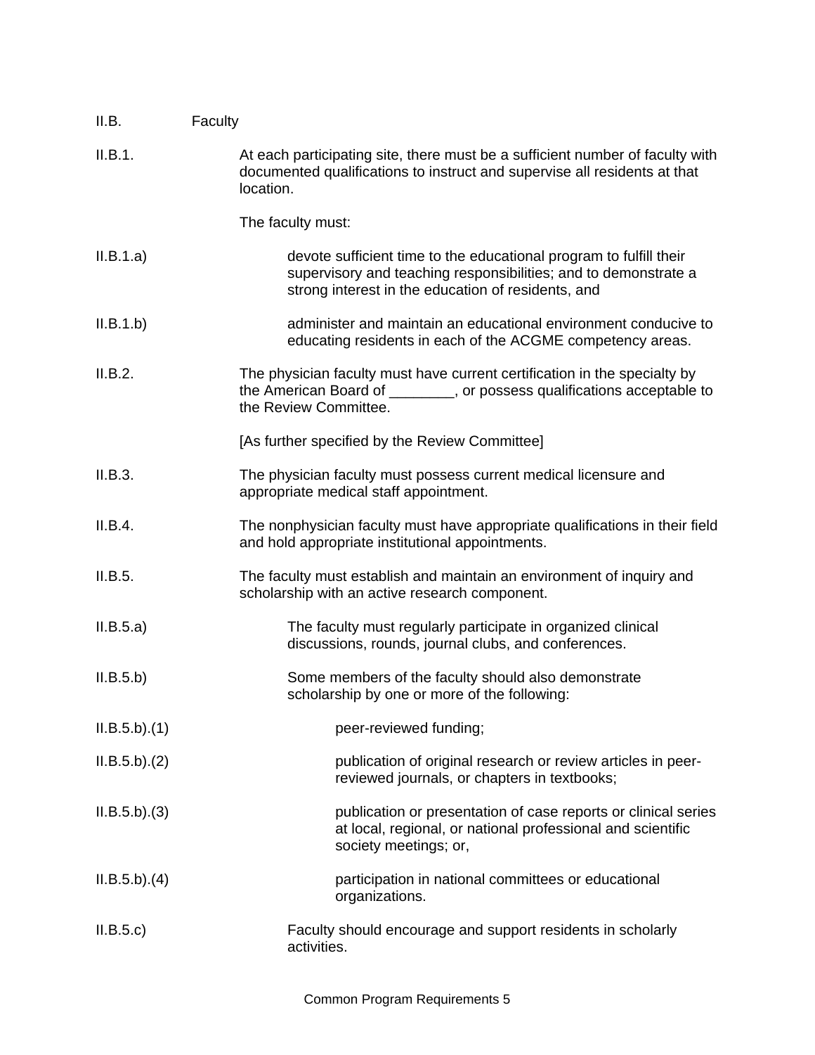II.B. Faculty

II.B.1. At each participating site, there must be a sufficient number of faculty with documented qualifications to instruct and supervise all residents at that location.

The faculty must:

II.B.1.a) devote sufficient time to the educational program to fulfill their supervisory and teaching responsibilities; and to demonstrate a strong interest in the education of residents, and

II.B.1.b) administer and maintain an educational environment conducive to educating residents in each of the ACGME competency areas.

II.B.2. The physician faculty must have current certification in the specialty by the American Board of ________, or possess qualifications acceptable to the Review Committee.

[As further specified by the Review Committee]

II.B.3. The physician faculty must possess current medical licensure and appropriate medical staff appointment.

II.B.4. The nonphysician faculty must have appropriate qualifications in their field and hold appropriate institutional appointments.

II.B.5. The faculty must establish and maintain an environment of inquiry and scholarship with an active research component.

II.B.5.a) The faculty must regularly participate in organized clinical discussions, rounds, journal clubs, and conferences.

II.B.5.b) Some members of the faculty should also demonstrate scholarship by one or more of the following:

II.B.5.b).(1) peer-reviewed funding;

II.B.5.b).(2) publication of original research or review articles in peer-reviewed journals, or chapters in textbooks;

II.B.5.b).(3) publication or presentation of case reports or clinical series at local, regional, or national professional and scientific society meetings; or,

II.B.5.b).(4) participation in national committees or educational organizations.

II.B.5.c) Faculty should encourage and support residents in scholarly activities.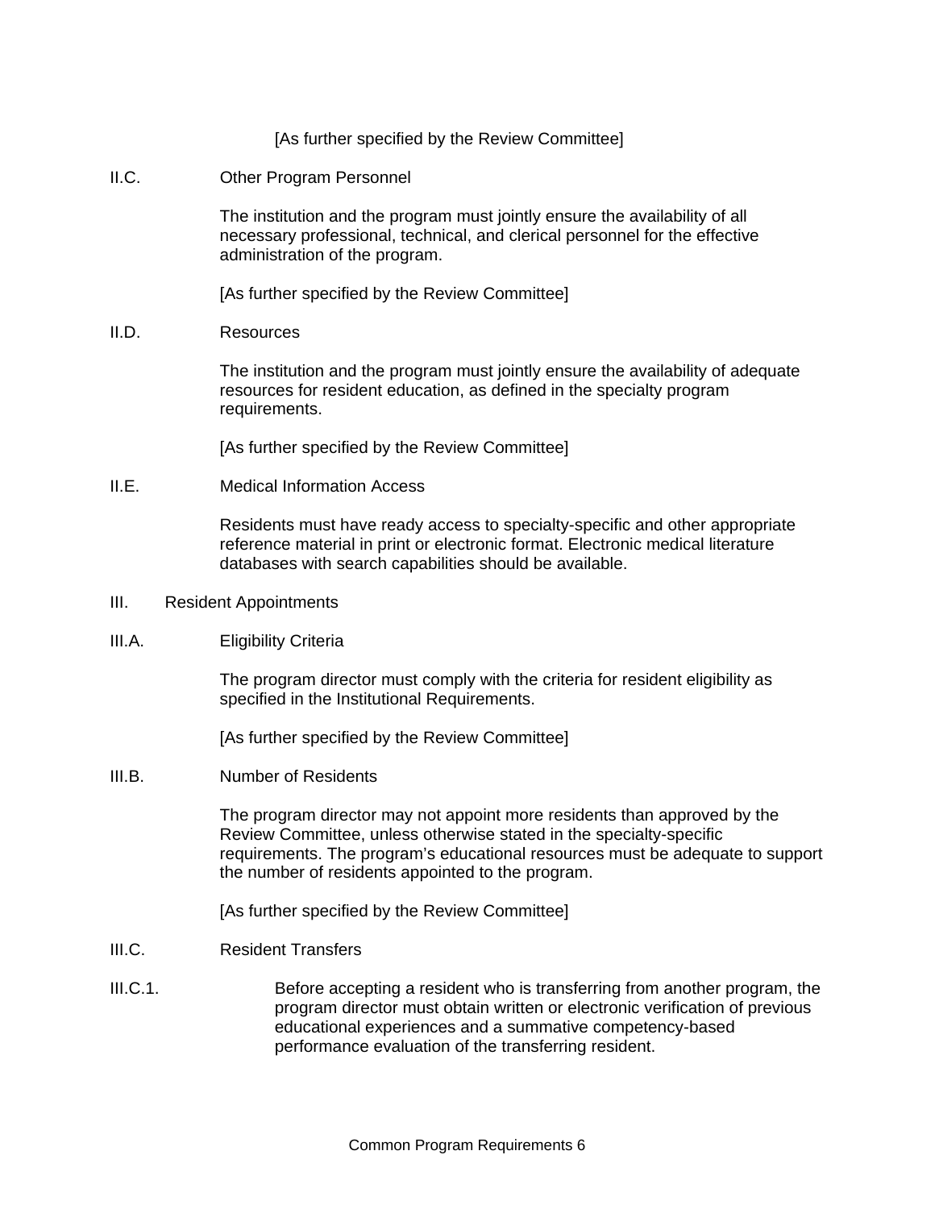[As further specified by the Review Committee]

II.C. Other Program Personnel

The institution and the program must jointly ensure the availability of all necessary professional, technical, and clerical personnel for the effective administration of the program.

[As further specified by the Review Committee]

II.D. Resources

The institution and the program must jointly ensure the availability of adequate resources for resident education, as defined in the specialty program requirements.

[As further specified by the Review Committee]

II.E. Medical Information Access

Residents must have ready access to specialty-specific and other appropriate reference material in print or electronic format. Electronic medical literature databases with search capabilities should be available.

III. Resident Appointments

III.A. Eligibility Criteria

The program director must comply with the criteria for resident eligibility as specified in the Institutional Requirements.

[As further specified by the Review Committee]

III.B. Number of Residents

The program director may not appoint more residents than approved by the Review Committee, unless otherwise stated in the specialty-specific requirements. The program's educational resources must be adequate to support the number of residents appointed to the program.

[As further specified by the Review Committee]

III.C. Resident Transfers

III.C.1. Before accepting a resident who is transferring from another program, the program director must obtain written or electronic verification of previous educational experiences and a summative competency-based performance evaluation of the transferring resident.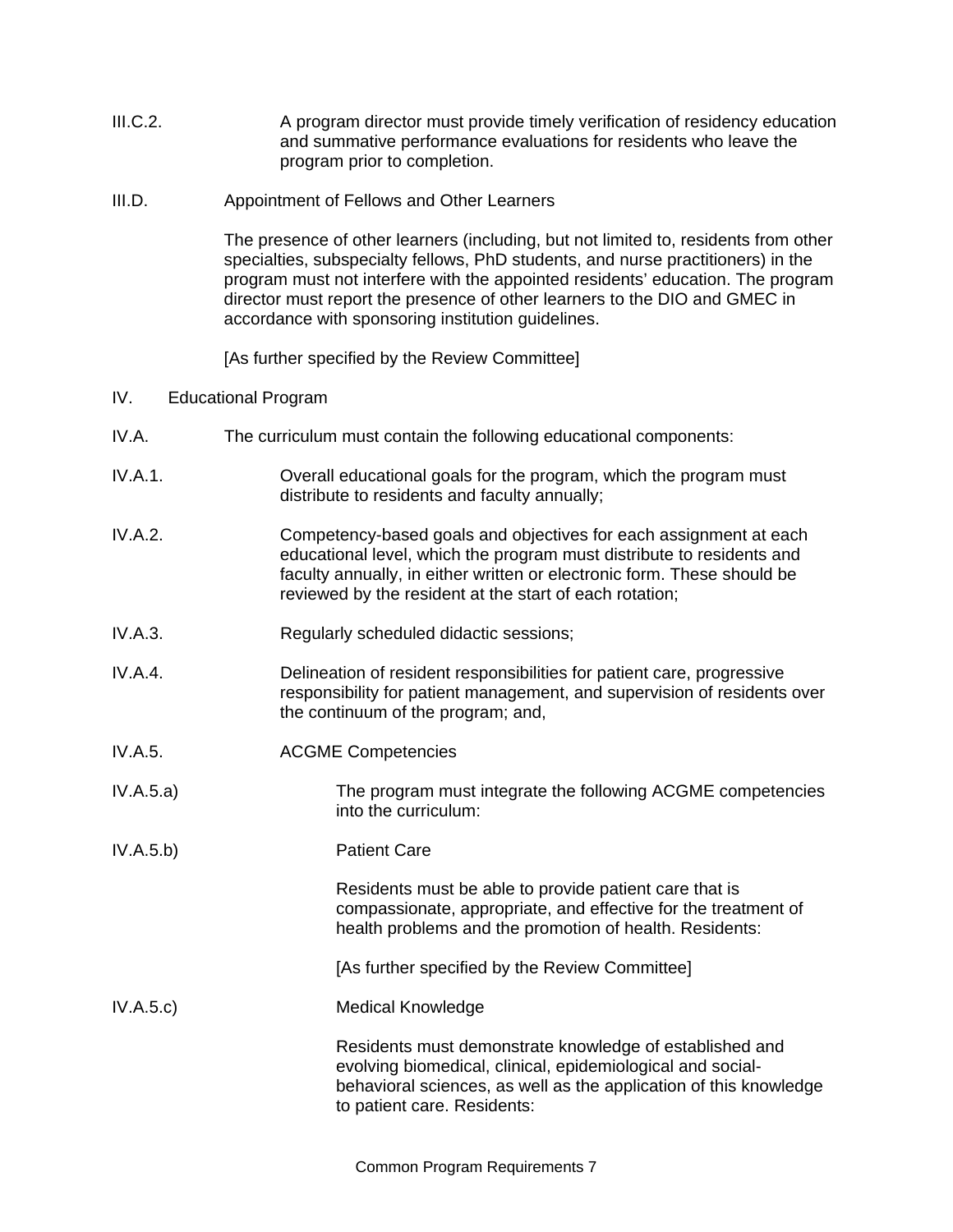III.C.2. A program director must provide timely verification of residency education and summative performance evaluations for residents who leave the program prior to completion.

III.D. Appointment of Fellows and Other Learners

The presence of other learners (including, but not limited to, residents from other specialties, subspecialty fellows, PhD students, and nurse practitioners) in the program must not interfere with the appointed residents' education. The program director must report the presence of other learners to the DIO and GMEC in accordance with sponsoring institution guidelines.

[As further specified by the Review Committee]

IV. Educational Program

IV.A. The curriculum must contain the following educational components:

IV.A.1. Overall educational goals for the program, which the program must distribute to residents and faculty annually;

IV.A.2. Competency-based goals and objectives for each assignment at each educational level, which the program must distribute to residents and faculty annually, in either written or electronic form. These should be reviewed by the resident at the start of each rotation;

IV.A.3. Regularly scheduled didactic sessions;

IV.A.4. Delineation of resident responsibilities for patient care, progressive responsibility for patient management, and supervision of residents over the continuum of the program; and,

IV.A.5. ACGME Competencies

IV.A.5.a) The program must integrate the following ACGME competencies into the curriculum:

IV.A.5.b) Patient Care

Residents must be able to provide patient care that is compassionate, appropriate, and effective for the treatment of health problems and the promotion of health. Residents:

[As further specified by the Review Committee]

IV.A.5.c) Medical Knowledge

Residents must demonstrate knowledge of established and evolving biomedical, clinical, epidemiological and social-behavioral sciences, as well as the application of this knowledge to patient care. Residents: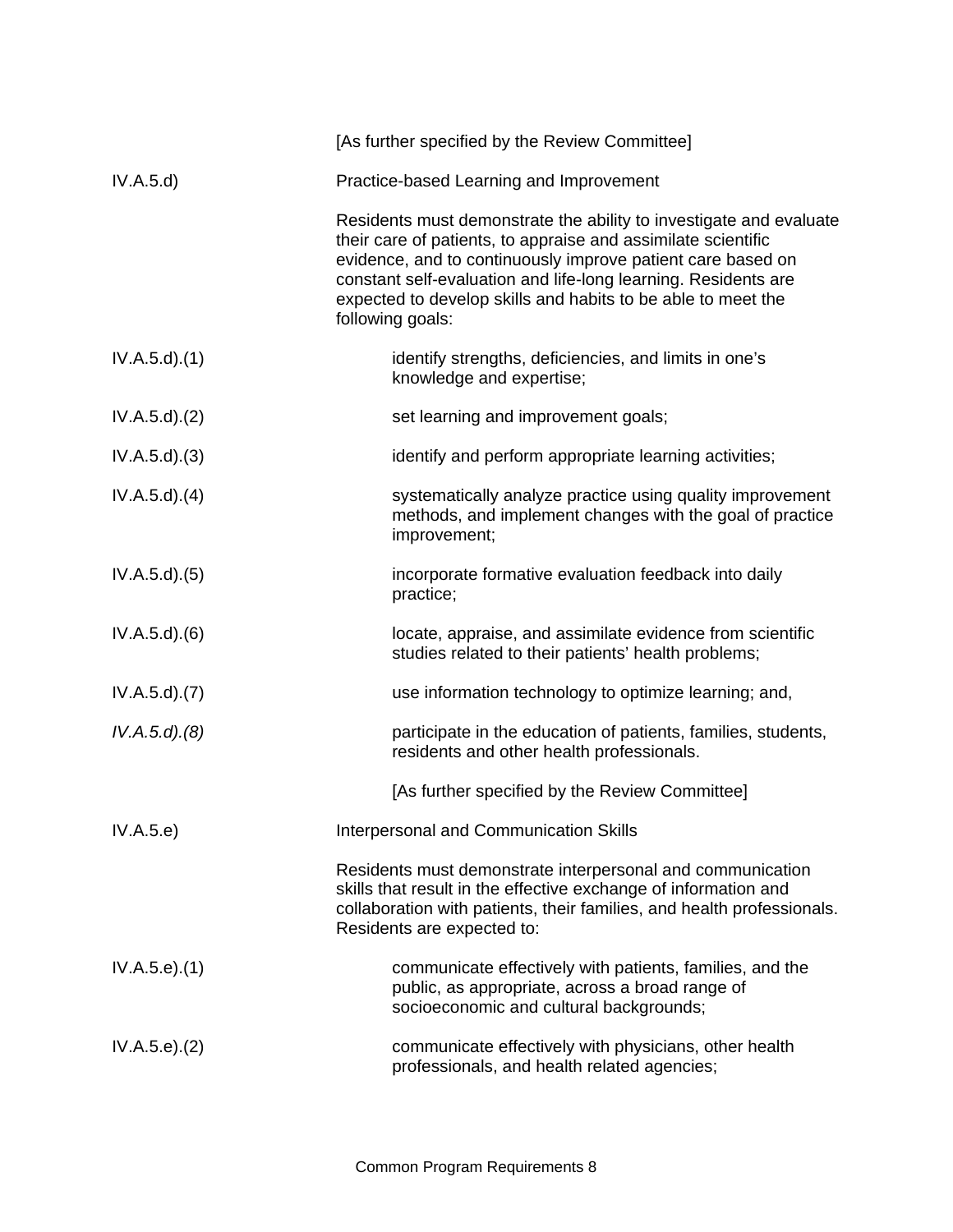[As further specified by the Review Committee]

IV.A.5.d) Practice-based Learning and Improvement

Residents must demonstrate the ability to investigate and evaluate their care of patients, to appraise and assimilate scientific evidence, and to continuously improve patient care based on constant self-evaluation and life-long learning. Residents are expected to develop skills and habits to be able to meet the following goals:

IV.A.5.d).(1) identify strengths, deficiencies, and limits in one's knowledge and expertise;

IV.A.5.d).(2) set learning and improvement goals;

IV.A.5.d).(3) identify and perform appropriate learning activities;

IV.A.5.d).(4) systematically analyze practice using quality improvement methods, and implement changes with the goal of practice improvement;

IV.A.5.d).(5) incorporate formative evaluation feedback into daily practice;

IV.A.5.d).(6) locate, appraise, and assimilate evidence from scientific studies related to their patients' health problems;

IV.A.5.d).(7) use information technology to optimize learning; and,

*IV.A.5.d).(8)* participate in the education of patients, families, students, residents and other health professionals.

[As further specified by the Review Committee]

IV.A.5.e) Interpersonal and Communication Skills

Residents must demonstrate interpersonal and communication skills that result in the effective exchange of information and collaboration with patients, their families, and health professionals. Residents are expected to:

IV.A.5.e).(1) communicate effectively with patients, families, and the public, as appropriate, across a broad range of socioeconomic and cultural backgrounds;

IV.A.5.e).(2) communicate effectively with physicians, other health professionals, and health related agencies;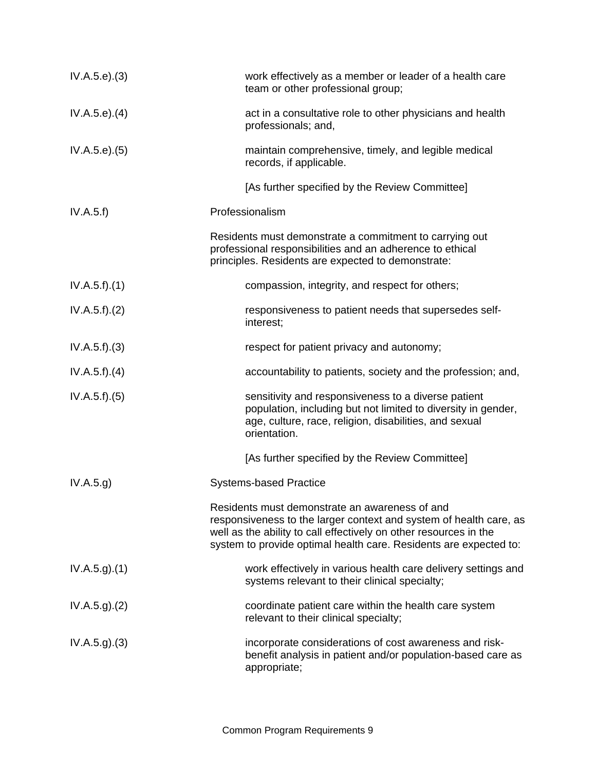IV.A.5.e).(3) work effectively as a member or leader of a health care team or other professional group;

IV.A.5.e).(4) act in a consultative role to other physicians and health professionals; and,

IV.A.5.e).(5) maintain comprehensive, timely, and legible medical records, if applicable.

[As further specified by the Review Committee]

IV.A.5.f) Professionalism

Residents must demonstrate a commitment to carrying out professional responsibilities and an adherence to ethical principles. Residents are expected to demonstrate:

IV.A.5.f).(1) compassion, integrity, and respect for others;

IV.A.5.f).(2) responsiveness to patient needs that supersedes self-interest;

IV.A.5.f).(3) respect for patient privacy and autonomy;

IV.A.5.f).(4) accountability to patients, society and the profession; and,

IV.A.5.f).(5) sensitivity and responsiveness to a diverse patient population, including but not limited to diversity in gender, age, culture, race, religion, disabilities, and sexual orientation.

[As further specified by the Review Committee]

IV.A.5.g) Systems-based Practice

Residents must demonstrate an awareness of and responsiveness to the larger context and system of health care, as well as the ability to call effectively on other resources in the system to provide optimal health care. Residents are expected to:

IV.A.5.g).(1) work effectively in various health care delivery settings and systems relevant to their clinical specialty;

IV.A.5.g).(2) coordinate patient care within the health care system relevant to their clinical specialty;

IV.A.5.g).(3) incorporate considerations of cost awareness and risk-benefit analysis in patient and/or population-based care as appropriate;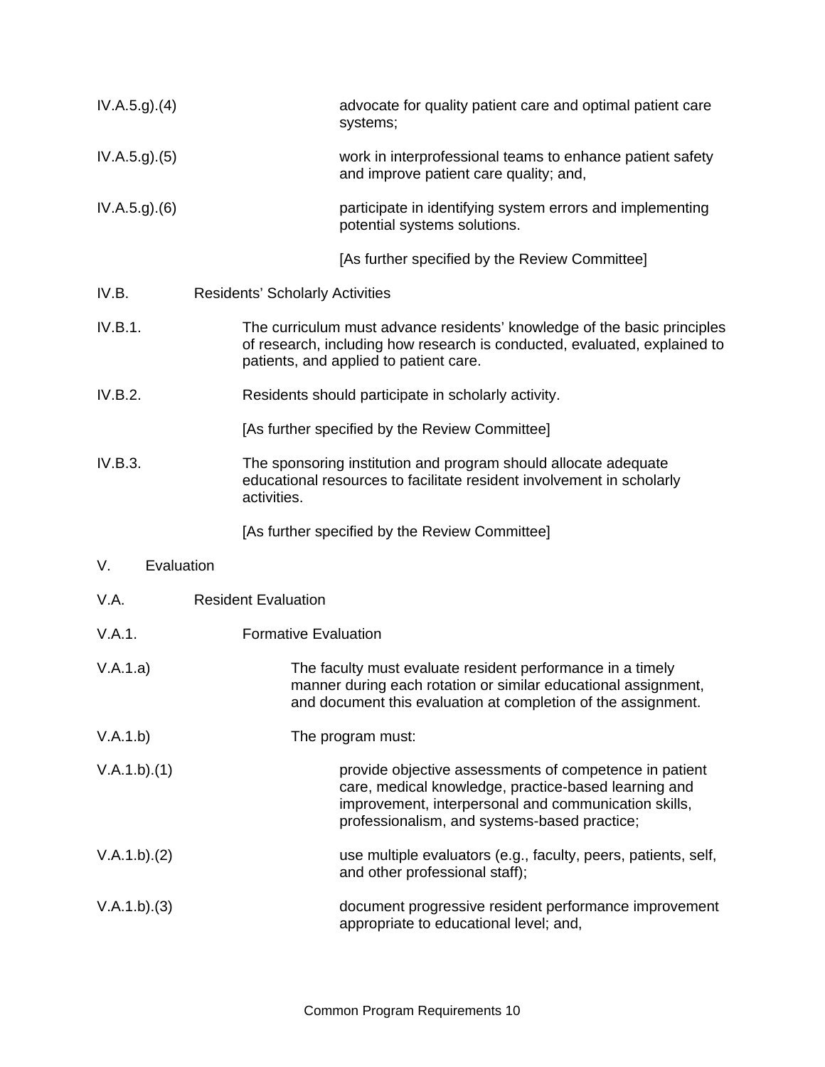IV.A.5.g).(4) advocate for quality patient care and optimal patient care systems;

IV.A.5.g).(5) work in interprofessional teams to enhance patient safety and improve patient care quality; and,

IV.A.5.g).(6) participate in identifying system errors and implementing potential systems solutions.

[As further specified by the Review Committee]

IV.B. Residents' Scholarly Activities

IV.B.1. The curriculum must advance residents' knowledge of the basic principles of research, including how research is conducted, evaluated, explained to patients, and applied to patient care.

IV.B.2. Residents should participate in scholarly activity.

[As further specified by the Review Committee]

IV.B.3. The sponsoring institution and program should allocate adequate educational resources to facilitate resident involvement in scholarly activities.

[As further specified by the Review Committee]

V. Evaluation

V.A. Resident Evaluation

V.A.1. Formative Evaluation

V.A.1.a) The faculty must evaluate resident performance in a timely manner during each rotation or similar educational assignment, and document this evaluation at completion of the assignment.

V.A.1.b) The program must:

V.A.1.b).(1) provide objective assessments of competence in patient care, medical knowledge, practice-based learning and improvement, interpersonal and communication skills, professionalism, and systems-based practice;

V.A.1.b).(2) use multiple evaluators (e.g., faculty, peers, patients, self, and other professional staff);

V.A.1.b).(3) document progressive resident performance improvement appropriate to educational level; and,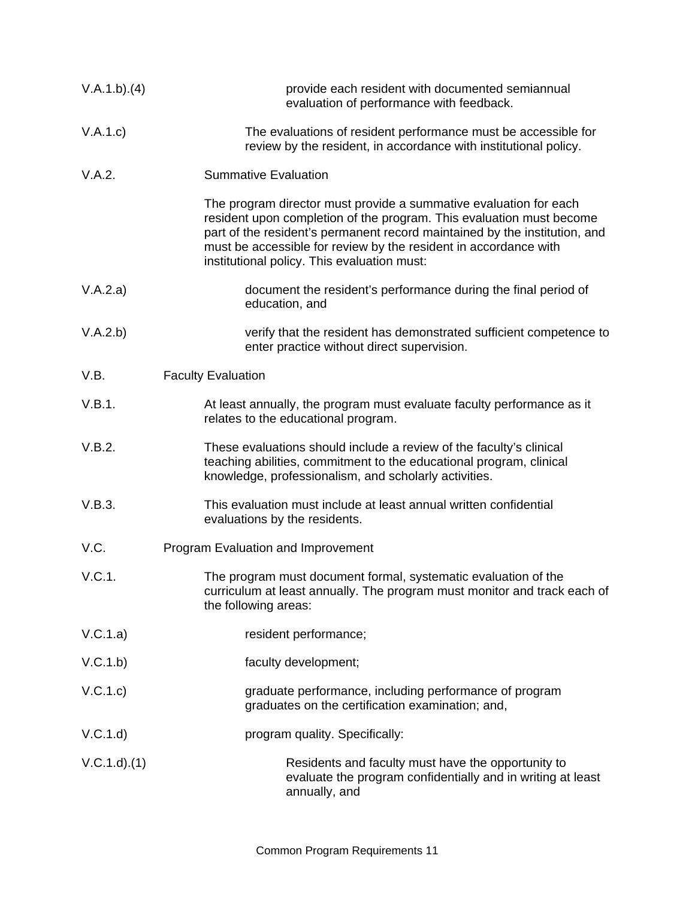V.A.1.b).(4) provide each resident with documented semiannual evaluation of performance with feedback.

V.A.1.c) The evaluations of resident performance must be accessible for review by the resident, in accordance with institutional policy.

V.A.2. Summative Evaluation

The program director must provide a summative evaluation for each resident upon completion of the program. This evaluation must become part of the resident's permanent record maintained by the institution, and must be accessible for review by the resident in accordance with institutional policy. This evaluation must:

V.A.2.a) document the resident's performance during the final period of education, and

V.A.2.b) verify that the resident has demonstrated sufficient competence to enter practice without direct supervision.

V.B. Faculty Evaluation

V.B.1. At least annually, the program must evaluate faculty performance as it relates to the educational program.

V.B.2. These evaluations should include a review of the faculty's clinical teaching abilities, commitment to the educational program, clinical knowledge, professionalism, and scholarly activities.

V.B.3. This evaluation must include at least annual written confidential evaluations by the residents.

V.C. Program Evaluation and Improvement

V.C.1. The program must document formal, systematic evaluation of the curriculum at least annually. The program must monitor and track each of the following areas:

V.C.1.a) resident performance;

V.C.1.b) faculty development;

V.C.1.c) graduate performance, including performance of program graduates on the certification examination; and,

V.C.1.d) program quality. Specifically:

V.C.1.d).(1) Residents and faculty must have the opportunity to evaluate the program confidentially and in writing at least annually, and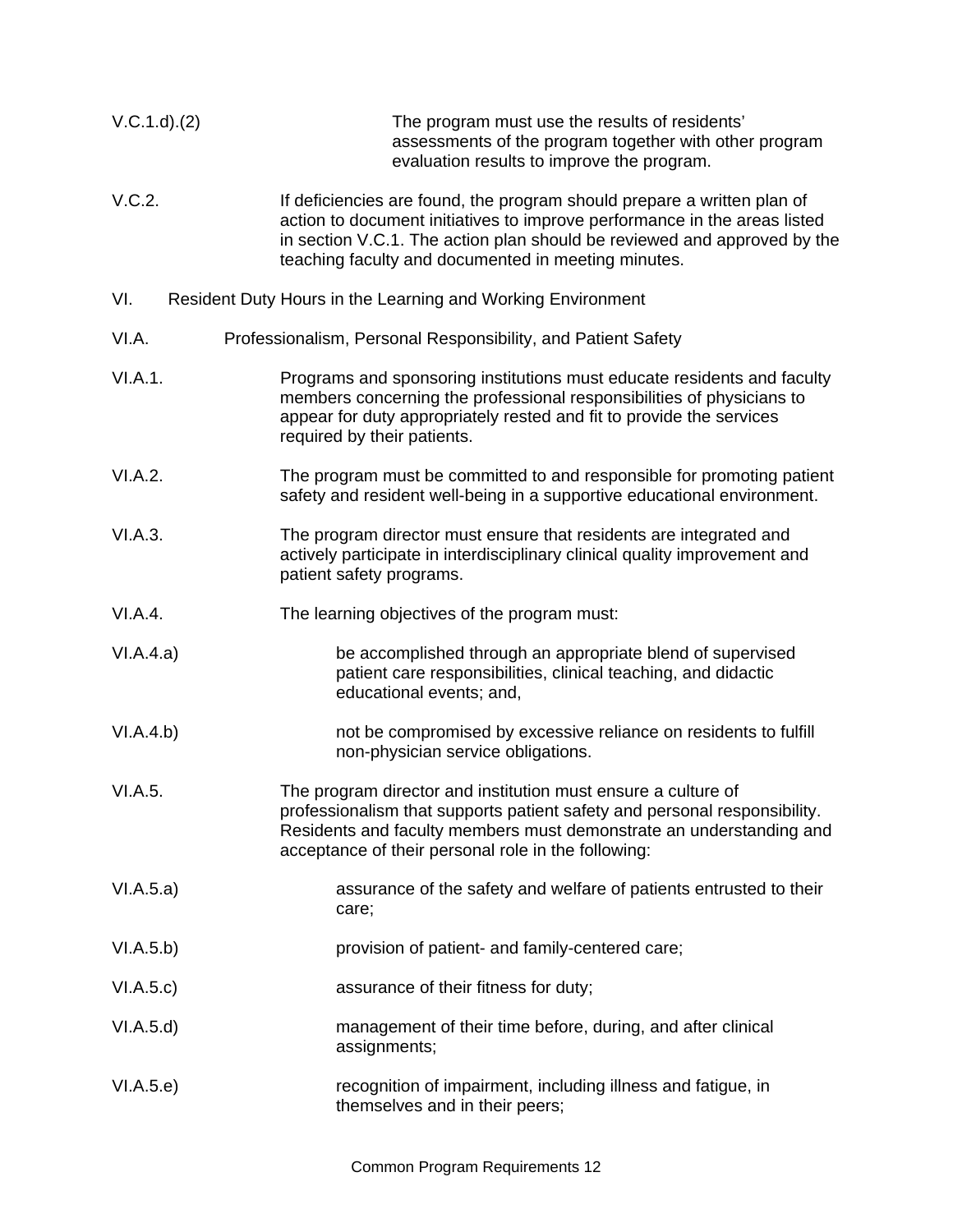V.C.1.d).(2) The program must use the results of residents' assessments of the program together with other program evaluation results to improve the program.

V.C.2. If deficiencies are found, the program should prepare a written plan of action to document initiatives to improve performance in the areas listed in section V.C.1. The action plan should be reviewed and approved by the teaching faculty and documented in meeting minutes.

VI. Resident Duty Hours in the Learning and Working Environment

VI.A. Professionalism, Personal Responsibility, and Patient Safety

VI.A.1. Programs and sponsoring institutions must educate residents and faculty members concerning the professional responsibilities of physicians to appear for duty appropriately rested and fit to provide the services required by their patients.

VI.A.2. The program must be committed to and responsible for promoting patient safety and resident well-being in a supportive educational environment.

VI.A.3. The program director must ensure that residents are integrated and actively participate in interdisciplinary clinical quality improvement and patient safety programs.

VI.A.4. The learning objectives of the program must:

VI.A.4.a) be accomplished through an appropriate blend of supervised patient care responsibilities, clinical teaching, and didactic educational events; and,

VI.A.4.b) not be compromised by excessive reliance on residents to fulfill non-physician service obligations.

VI.A.5. The program director and institution must ensure a culture of professionalism that supports patient safety and personal responsibility. Residents and faculty members must demonstrate an understanding and acceptance of their personal role in the following:

VI.A.5.a) assurance of the safety and welfare of patients entrusted to their care;

VI.A.5.b) provision of patient- and family-centered care;

VI.A.5.c) assurance of their fitness for duty;

VI.A.5.d) management of their time before, during, and after clinical assignments;

VI.A.5.e) recognition of impairment, including illness and fatigue, in themselves and in their peers;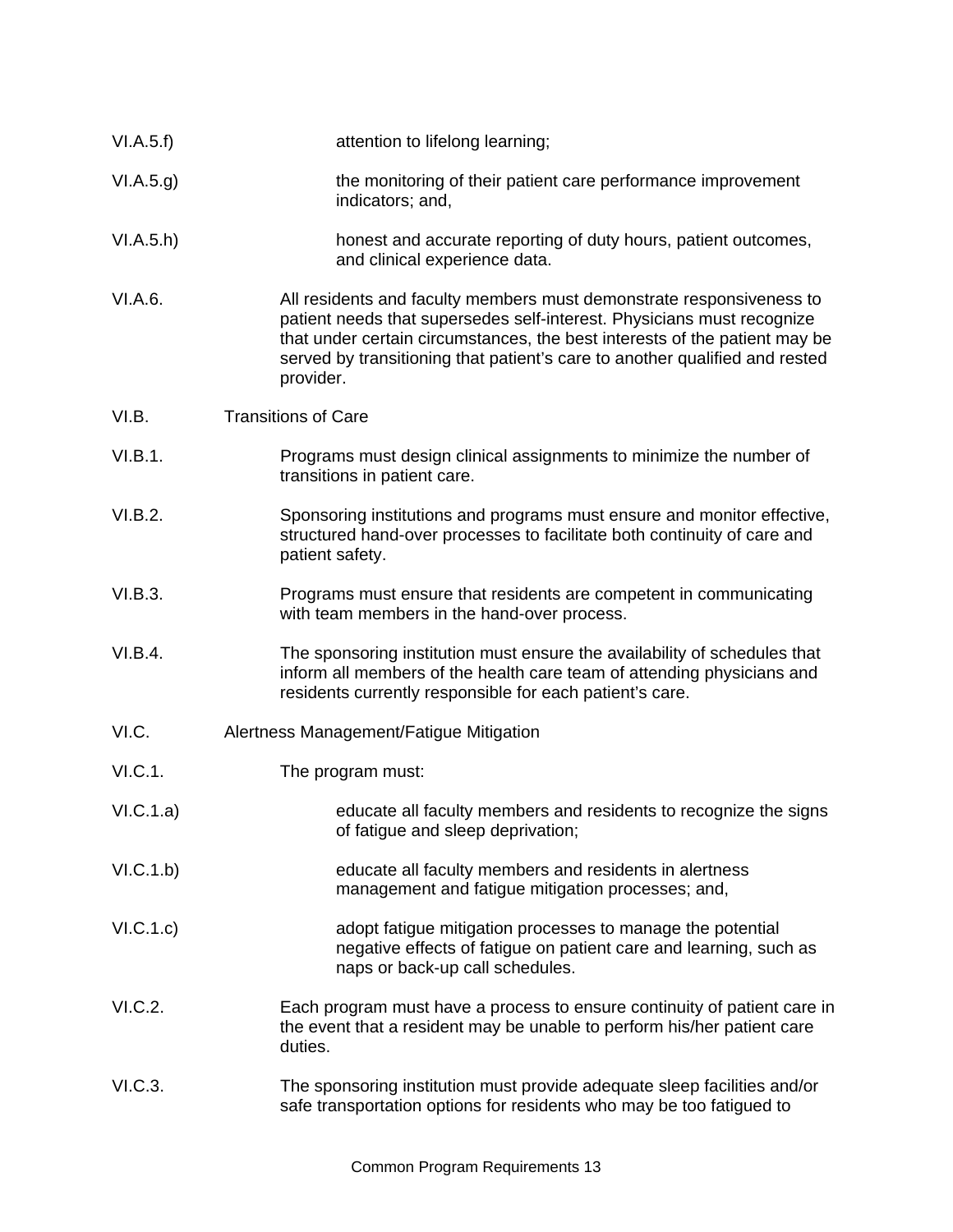VI.A.5.f) attention to lifelong learning;

VI.A.5.g) the monitoring of their patient care performance improvement indicators; and,

VI.A.5.h) honest and accurate reporting of duty hours, patient outcomes, and clinical experience data.

VI.A.6. All residents and faculty members must demonstrate responsiveness to patient needs that supersedes self-interest. Physicians must recognize that under certain circumstances, the best interests of the patient may be served by transitioning that patient's care to another qualified and rested provider.

VI.B. Transitions of Care

VI.B.1. Programs must design clinical assignments to minimize the number of transitions in patient care.

VI.B.2. Sponsoring institutions and programs must ensure and monitor effective, structured hand-over processes to facilitate both continuity of care and patient safety.

VI.B.3. Programs must ensure that residents are competent in communicating with team members in the hand-over process.

VI.B.4. The sponsoring institution must ensure the availability of schedules that inform all members of the health care team of attending physicians and residents currently responsible for each patient's care.

VI.C. Alertness Management/Fatigue Mitigation

VI.C.1. The program must:

VI.C.1.a) educate all faculty members and residents to recognize the signs of fatigue and sleep deprivation;

VI.C.1.b) educate all faculty members and residents in alertness management and fatigue mitigation processes; and,

VI.C.1.c) adopt fatigue mitigation processes to manage the potential negative effects of fatigue on patient care and learning, such as naps or back-up call schedules.

VI.C.2. Each program must have a process to ensure continuity of patient care in the event that a resident may be unable to perform his/her patient care duties.

VI.C.3. The sponsoring institution must provide adequate sleep facilities and/or safe transportation options for residents who may be too fatigued to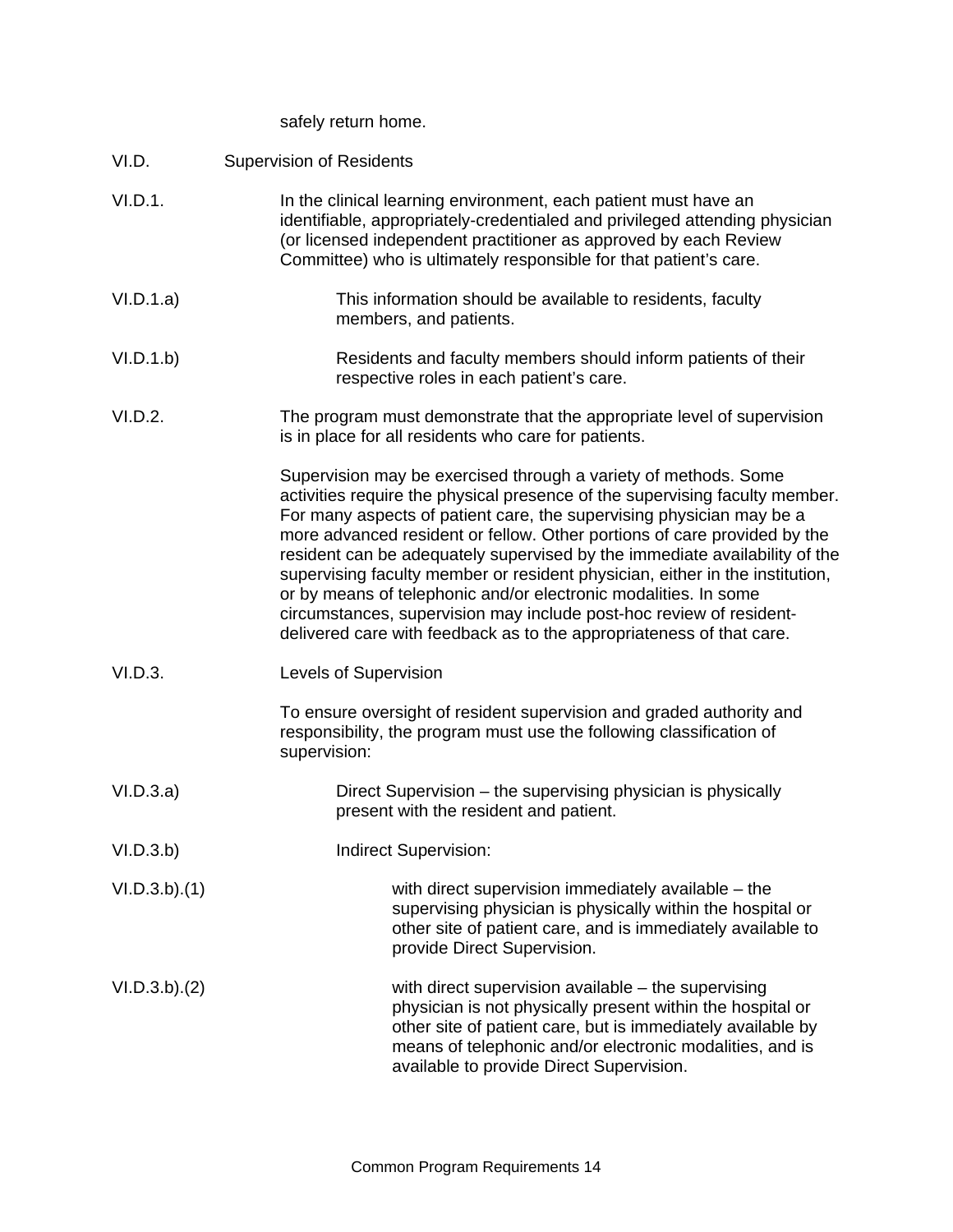safely return home.

VI.D. Supervision of Residents

VI.D.1. In the clinical learning environment, each patient must have an identifiable, appropriately-credentialed and privileged attending physician (or licensed independent practitioner as approved by each Review Committee) who is ultimately responsible for that patient's care.

VI.D.1.a) This information should be available to residents, faculty members, and patients.

VI.D.1.b) Residents and faculty members should inform patients of their respective roles in each patient's care.

VI.D.2. The program must demonstrate that the appropriate level of supervision is in place for all residents who care for patients.

Supervision may be exercised through a variety of methods. Some activities require the physical presence of the supervising faculty member. For many aspects of patient care, the supervising physician may be a more advanced resident or fellow. Other portions of care provided by the resident can be adequately supervised by the immediate availability of the supervising faculty member or resident physician, either in the institution, or by means of telephonic and/or electronic modalities. In some circumstances, supervision may include post-hoc review of resident-delivered care with feedback as to the appropriateness of that care.

VI.D.3. Levels of Supervision

To ensure oversight of resident supervision and graded authority and responsibility, the program must use the following classification of supervision:

VI.D.3.a) Direct Supervision – the supervising physician is physically present with the resident and patient.

VI.D.3.b) Indirect Supervision:

VI.D.3.b).(1) with direct supervision immediately available – the supervising physician is physically within the hospital or other site of patient care, and is immediately available to provide Direct Supervision.

VI.D.3.b).(2) with direct supervision available – the supervising physician is not physically present within the hospital or other site of patient care, but is immediately available by means of telephonic and/or electronic modalities, and is available to provide Direct Supervision.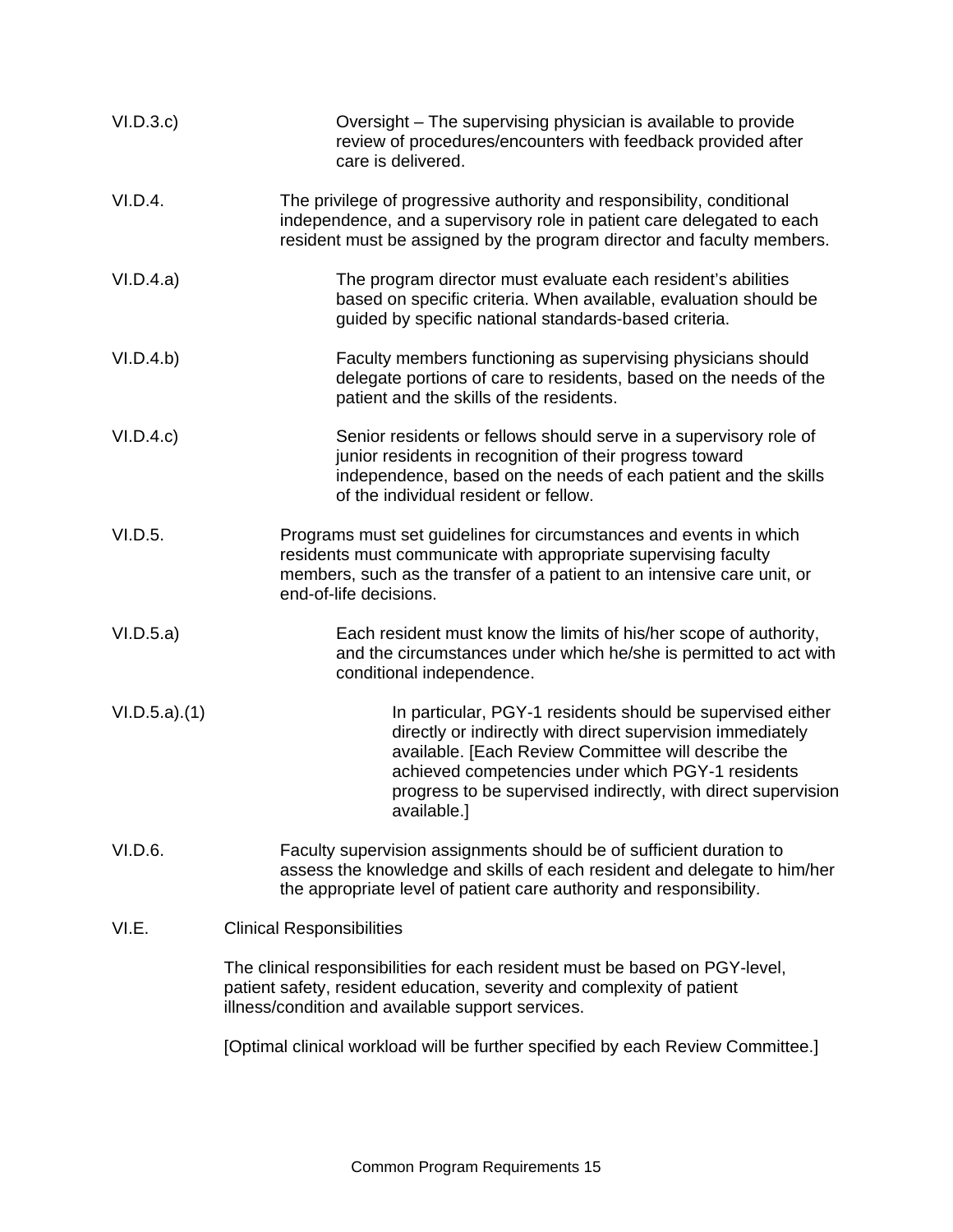VI.D.3.c) Oversight – The supervising physician is available to provide review of procedures/encounters with feedback provided after care is delivered.

VI.D.4. The privilege of progressive authority and responsibility, conditional independence, and a supervisory role in patient care delegated to each resident must be assigned by the program director and faculty members.

VI.D.4.a) The program director must evaluate each resident's abilities based on specific criteria. When available, evaluation should be guided by specific national standards-based criteria.

VI.D.4.b) Faculty members functioning as supervising physicians should delegate portions of care to residents, based on the needs of the patient and the skills of the residents.

VI.D.4.c) Senior residents or fellows should serve in a supervisory role of junior residents in recognition of their progress toward independence, based on the needs of each patient and the skills of the individual resident or fellow.

VI.D.5. Programs must set guidelines for circumstances and events in which residents must communicate with appropriate supervising faculty members, such as the transfer of a patient to an intensive care unit, or end-of-life decisions.

VI.D.5.a) Each resident must know the limits of his/her scope of authority, and the circumstances under which he/she is permitted to act with conditional independence.

VI.D.5.a).(1) In particular, PGY-1 residents should be supervised either directly or indirectly with direct supervision immediately available. [Each Review Committee will describe the achieved competencies under which PGY-1 residents progress to be supervised indirectly, with direct supervision available.]

VI.D.6. Faculty supervision assignments should be of sufficient duration to assess the knowledge and skills of each resident and delegate to him/her the appropriate level of patient care authority and responsibility.

VI.E. Clinical Responsibilities

The clinical responsibilities for each resident must be based on PGY-level, patient safety, resident education, severity and complexity of patient illness/condition and available support services.

[Optimal clinical workload will be further specified by each Review Committee.]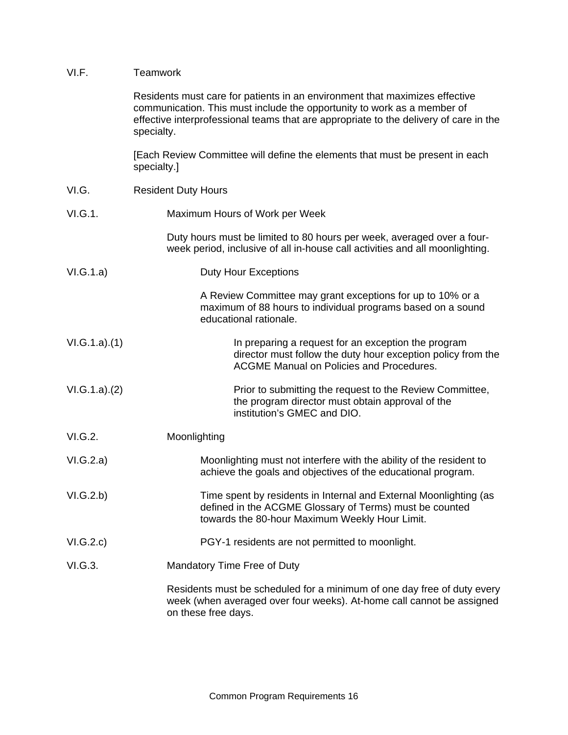VI.F. Teamwork

Residents must care for patients in an environment that maximizes effective communication. This must include the opportunity to work as a member of effective interprofessional teams that are appropriate to the delivery of care in the specialty.

[Each Review Committee will define the elements that must be present in each specialty.]

VI.G. Resident Duty Hours

VI.G.1. Maximum Hours of Work per Week

Duty hours must be limited to 80 hours per week, averaged over a four-week period, inclusive of all in-house call activities and all moonlighting.

VI.G.1.a) Duty Hour Exceptions

A Review Committee may grant exceptions for up to 10% or a maximum of 88 hours to individual programs based on a sound educational rationale.

VI.G.1.a).(1) In preparing a request for an exception the program director must follow the duty hour exception policy from the ACGME Manual on Policies and Procedures.

VI.G.1.a).(2) Prior to submitting the request to the Review Committee, the program director must obtain approval of the institution's GMEC and DIO.

VI.G.2. Moonlighting

VI.G.2.a) Moonlighting must not interfere with the ability of the resident to achieve the goals and objectives of the educational program.

VI.G.2.b) Time spent by residents in Internal and External Moonlighting (as defined in the ACGME Glossary of Terms) must be counted towards the 80-hour Maximum Weekly Hour Limit.

VI.G.2.c) PGY-1 residents are not permitted to moonlight.

VI.G.3. Mandatory Time Free of Duty

Residents must be scheduled for a minimum of one day free of duty every week (when averaged over four weeks). At-home call cannot be assigned on these free days.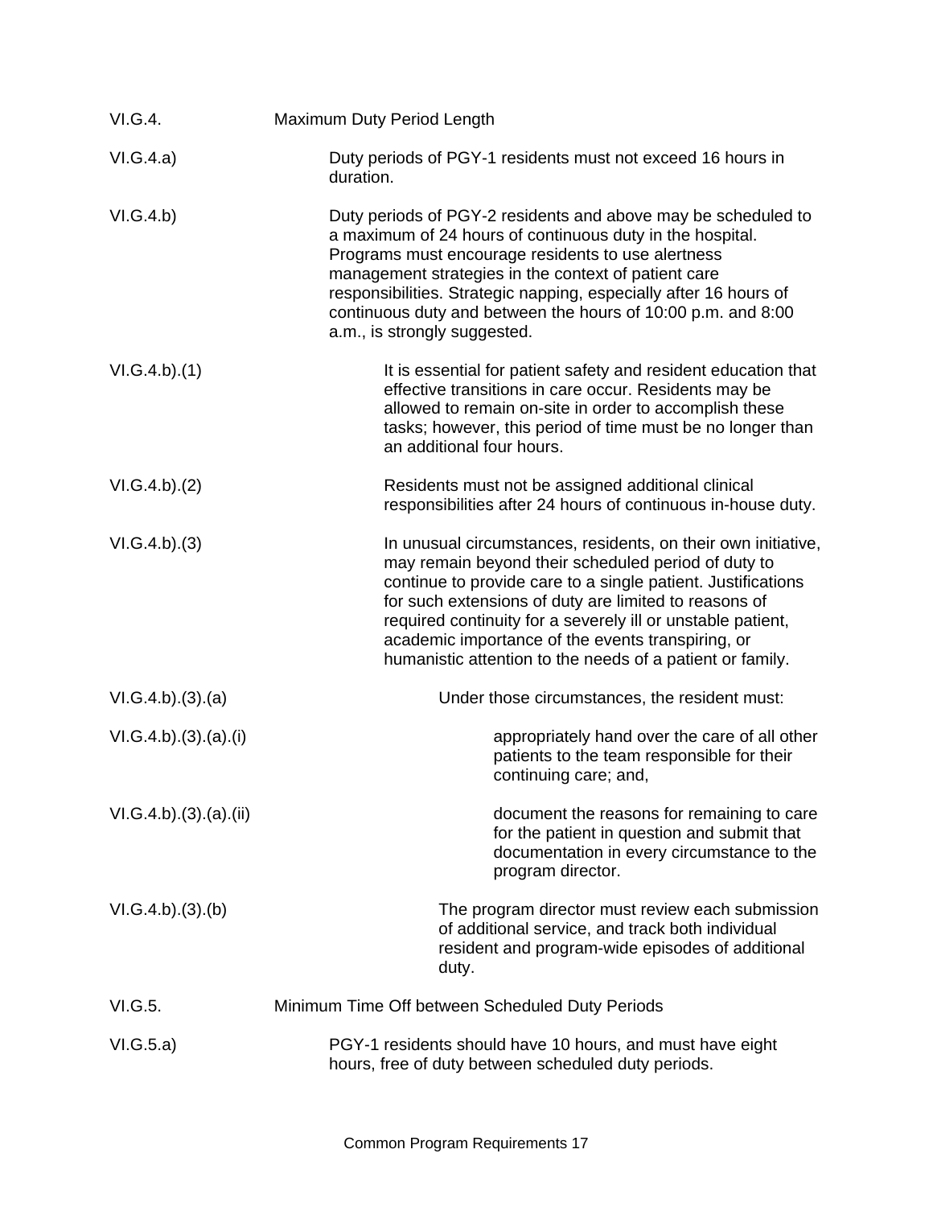VI.G.4. Maximum Duty Period Length

VI.G.4.a) Duty periods of PGY-1 residents must not exceed 16 hours in duration.

VI.G.4.b) Duty periods of PGY-2 residents and above may be scheduled to a maximum of 24 hours of continuous duty in the hospital. Programs must encourage residents to use alertness management strategies in the context of patient care responsibilities. Strategic napping, especially after 16 hours of continuous duty and between the hours of 10:00 p.m. and 8:00 a.m., is strongly suggested.

VI.G.4.b).(1) It is essential for patient safety and resident education that effective transitions in care occur. Residents may be allowed to remain on-site in order to accomplish these tasks; however, this period of time must be no longer than an additional four hours.

VI.G.4.b).(2) Residents must not be assigned additional clinical responsibilities after 24 hours of continuous in-house duty.

VI.G.4.b).(3) In unusual circumstances, residents, on their own initiative, may remain beyond their scheduled period of duty to continue to provide care to a single patient. Justifications for such extensions of duty are limited to reasons of required continuity for a severely ill or unstable patient, academic importance of the events transpiring, or humanistic attention to the needs of a patient or family.

VI.G.4.b).(3).(a) Under those circumstances, the resident must:

VI.G.4.b).(3).(a).(i) appropriately hand over the care of all other patients to the team responsible for their continuing care; and,

VI.G.4.b).(3).(a).(ii) document the reasons for remaining to care for the patient in question and submit that documentation in every circumstance to the program director.

VI.G.4.b).(3).(b) The program director must review each submission of additional service, and track both individual resident and program-wide episodes of additional duty.

VI.G.5. Minimum Time Off between Scheduled Duty Periods

VI.G.5.a) PGY-1 residents should have 10 hours, and must have eight hours, free of duty between scheduled duty periods.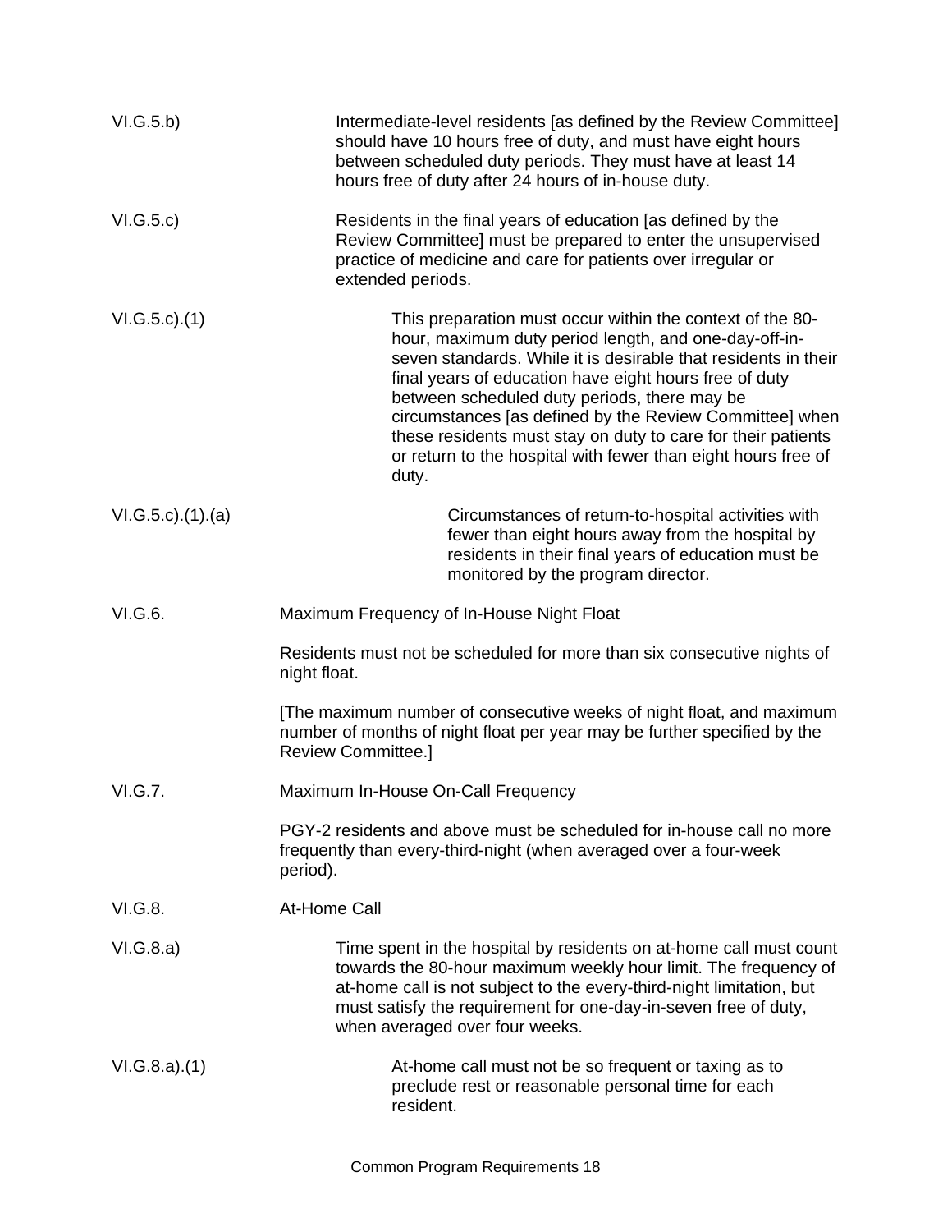VI.G.5.b) Intermediate-level residents [as defined by the Review Committee] should have 10 hours free of duty, and must have eight hours between scheduled duty periods. They must have at least 14 hours free of duty after 24 hours of in-house duty.

VI.G.5.c) Residents in the final years of education [as defined by the Review Committee] must be prepared to enter the unsupervised practice of medicine and care for patients over irregular or extended periods.

VI.G.5.c).(1) This preparation must occur within the context of the 80-hour, maximum duty period length, and one-day-off-in-seven standards. While it is desirable that residents in their final years of education have eight hours free of duty between scheduled duty periods, there may be circumstances [as defined by the Review Committee] when these residents must stay on duty to care for their patients or return to the hospital with fewer than eight hours free of duty.

VI.G.5.c).(1).(a) Circumstances of return-to-hospital activities with fewer than eight hours away from the hospital by residents in their final years of education must be monitored by the program director.

VI.G.6. Maximum Frequency of In-House Night Float

Residents must not be scheduled for more than six consecutive nights of night float.

[The maximum number of consecutive weeks of night float, and maximum number of months of night float per year may be further specified by the Review Committee.]

VI.G.7. Maximum In-House On-Call Frequency

PGY-2 residents and above must be scheduled for in-house call no more frequently than every-third-night (when averaged over a four-week period).

VI.G.8. At-Home Call

VI.G.8.a) Time spent in the hospital by residents on at-home call must count towards the 80-hour maximum weekly hour limit. The frequency of at-home call is not subject to the every-third-night limitation, but must satisfy the requirement for one-day-in-seven free of duty, when averaged over four weeks.

VI.G.8.a).(1) At-home call must not be so frequent or taxing as to preclude rest or reasonable personal time for each resident.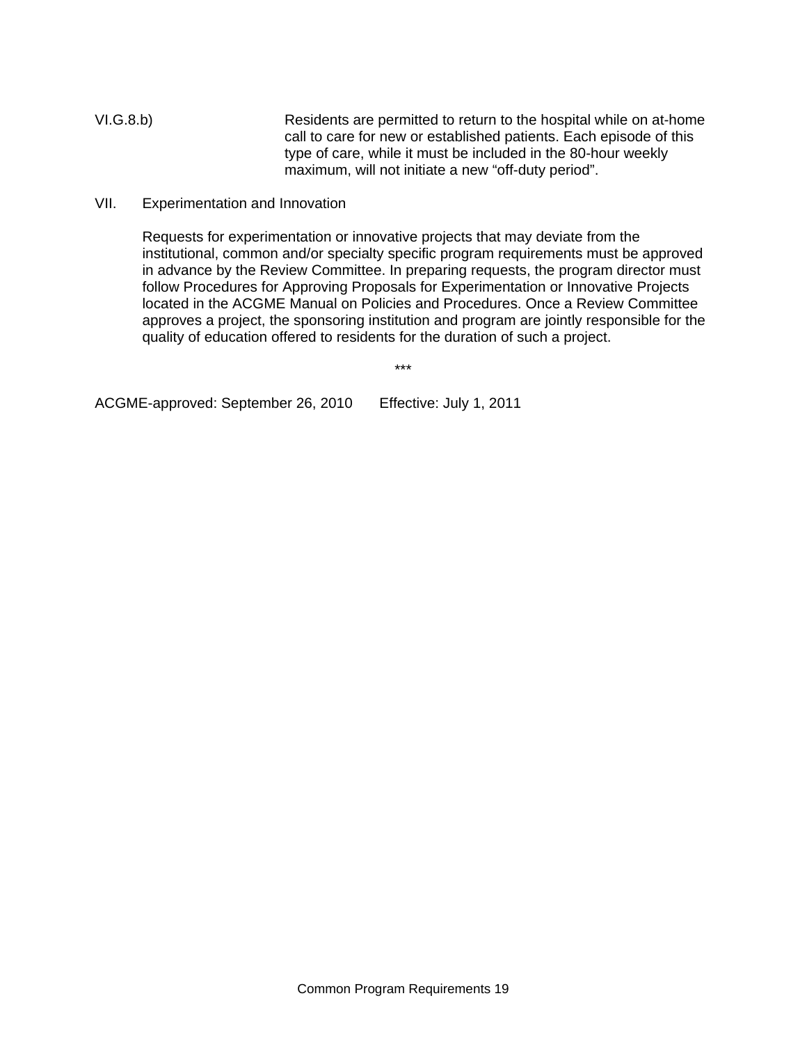VI.G.8.b) Residents are permitted to return to the hospital while on at-home call to care for new or established patients. Each episode of this type of care, while it must be included in the 80-hour weekly maximum, will not initiate a new “off-duty period”.

## VII. Experimentation and Innovation

Requests for experimentation or innovative projects that may deviate from the institutional, common and/or specialty specific program requirements must be approved in advance by the Review Committee. In preparing requests, the program director must follow Procedures for Approving Proposals for Experimentation or Innovative Projects located in the ACGME Manual on Policies and Procedures. Once a Review Committee approves a project, the sponsoring institution and program are jointly responsible for the quality of education offered to residents for the duration of such a project.

***

ACGME-approved: September 26, 2010 Effective: July 1, 2011